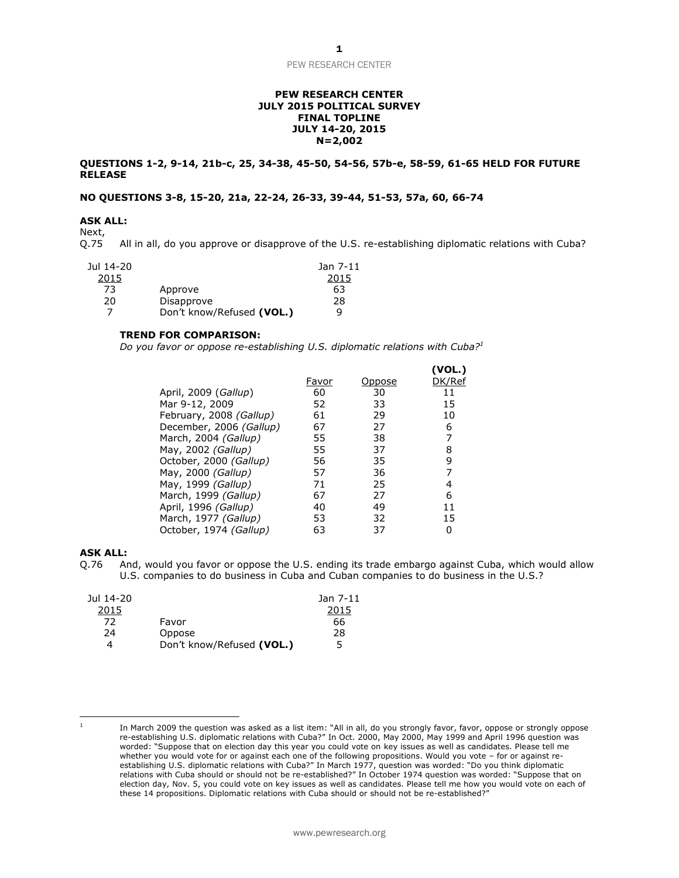**PEW RESEARCH CENTER**
**JULY 2015 POLITICAL SURVEY**
**FINAL TOPLINE**
**JULY 14-20, 2015**
**N=2,002**

**QUESTIONS 1-2, 9-14, 21b-c, 25, 34-38, 45-50, 54-56, 57b-e, 58-59, 61-65 HELD FOR FUTURE RELEASE**

**NO QUESTIONS 3-8, 15-20, 21a, 22-24, 26-33, 39-44, 51-53, 57a, 60, 66-74**

**ASK ALL:**
Next,
Q.75 All in all, do you approve or disapprove of the U.S. re-establishing diplomatic relations with Cuba?

| Jul 14-20 2015 | | Jan 7-11 2015 |
|---|---|---|
| 73 | Approve | 63 |
| 20 | Disapprove | 28 |
| 7 | Don't know/Refused **(VOL.)** | 9 |

**TREND FOR COMPARISON:**
*Do you favor or oppose re-establishing U.S. diplomatic relations with Cuba?*[1]

| | Favor | Oppose | (VOL.) DK/Ref |
|---|---|---|---|
| April, 2009 (*Gallup*) | 60 | 30 | 11 |
| Mar 9-12, 2009 | 52 | 33 | 15 |
| February, 2008 *(Gallup)* | 61 | 29 | 10 |
| December, 2006 *(Gallup)* | 67 | 27 | 6 |
| March, 2004 *(Gallup)* | 55 | 38 | 7 |
| May, 2002 *(Gallup)* | 55 | 37 | 8 |
| October, 2000 *(Gallup)* | 56 | 35 | 9 |
| May, 2000 *(Gallup)* | 57 | 36 | 7 |
| May, 1999 *(Gallup)* | 71 | 25 | 4 |
| March, 1999 *(Gallup)* | 67 | 27 | 6 |
| April, 1996 *(Gallup)* | 40 | 49 | 11 |
| March, 1977 *(Gallup)* | 53 | 32 | 15 |
| October, 1974 *(Gallup)* | 63 | 37 | 0 |

**ASK ALL:**
Q.76 And, would you favor or oppose the U.S. ending its trade embargo against Cuba, which would allow U.S. companies to do business in Cuba and Cuban companies to do business in the U.S.?

| Jul 14-20 2015 | | Jan 7-11 2015 |
|---|---|---|
| 72 | Favor | 66 |
| 24 | Oppose | 28 |
| 4 | Don't know/Refused **(VOL.)** | 5 |

[1] In March 2009 the question was asked as a list item: "All in all, do you strongly favor, favor, oppose or strongly oppose re-establishing U.S. diplomatic relations with Cuba?" In Oct. 2000, May 2000, May 1999 and April 1996 question was worded: "Suppose that on election day this year you could vote on key issues as well as candidates. Please tell me whether you would vote for or against each one of the following propositions. Would you vote – for or against re-establishing U.S. diplomatic relations with Cuba?" In March 1977, question was worded: "Do you think diplomatic relations with Cuba should or should not be re-established?" In October 1974 question was worded: "Suppose that on election day, Nov. 5, you could vote on key issues as well as candidates. Please tell me how you would vote on each of these 14 propositions. Diplomatic relations with Cuba should or should not be re-established?"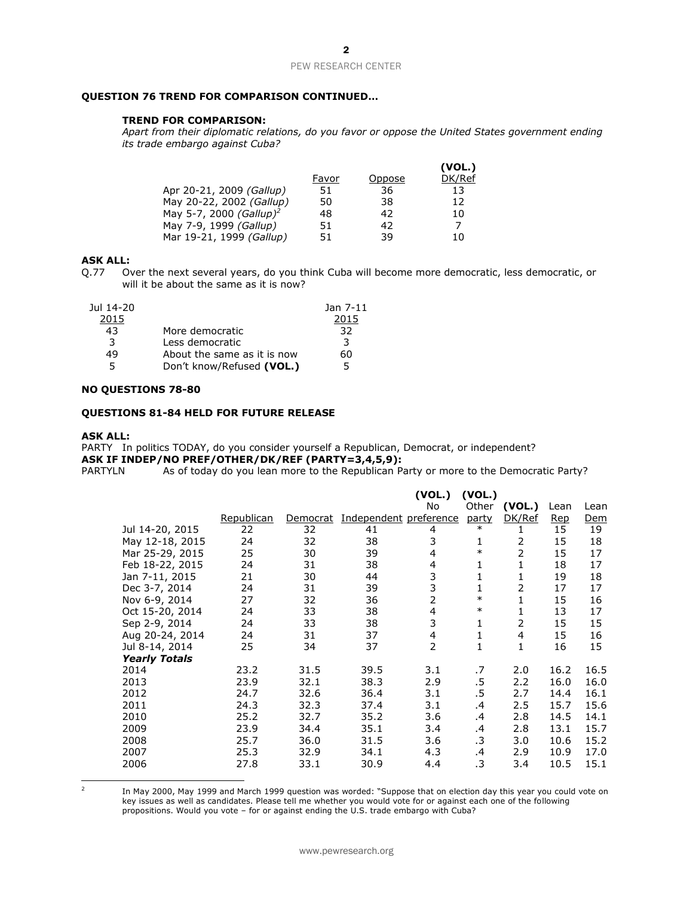**QUESTION 76 TREND FOR COMPARISON CONTINUED…**

**TREND FOR COMPARISON:**
*Apart from their diplomatic relations, do you favor or oppose the United States government ending its trade embargo against Cuba?*

| | Favor | Oppose | (VOL.) DK/Ref |
|---|---|---|---|
| Apr 20-21, 2009 *(Gallup)* | 51 | 36 | 13 |
| May 20-22, 2002 *(Gallup)* | 50 | 38 | 12 |
| May 5-7, 2000 *(Gallup)*[2] | 48 | 42 | 10 |
| May 7-9, 1999 *(Gallup)* | 51 | 42 | 7 |
| Mar 19-21, 1999 *(Gallup)* | 51 | 39 | 10 |

**ASK ALL:**
Q.77 Over the next several years, do you think Cuba will become more democratic, less democratic, or will it be about the same as it is now?

| Jul 14-20 2015 | | Jan 7-11 2015 |
|---|---|---|
| 43 | More democratic | 32 |
| 3 | Less democratic | 3 |
| 49 | About the same as it is now | 60 |
| 5 | Don't know/Refused **(VOL.)** | 5 |

**NO QUESTIONS 78-80**

**QUESTIONS 81-84 HELD FOR FUTURE RELEASE**

**ASK ALL:**
PARTY In politics TODAY, do you consider yourself a Republican, Democrat, or independent?
**ASK IF INDEP/NO PREF/OTHER/DK/REF (PARTY=3,4,5,9):**
PARTYLN As of today do you lean more to the Republican Party or more to the Democratic Party?

| | Republican | Democrat | Independent | (VOL.) No preference | (VOL.) Other party | (VOL.) DK/Ref | Lean Rep | Lean Dem |
|---|---|---|---|---|---|---|---|---|
| Jul 14-20, 2015 | 22 | 32 | 41 | 4 | * | 1 | 15 | 19 |
| May 12-18, 2015 | 24 | 32 | 38 | 3 | 1 | 2 | 15 | 18 |
| Mar 25-29, 2015 | 25 | 30 | 39 | 4 | * | 2 | 15 | 17 |
| Feb 18-22, 2015 | 24 | 31 | 38 | 4 | 1 | 1 | 18 | 17 |
| Jan 7-11, 2015 | 21 | 30 | 44 | 3 | 1 | 1 | 19 | 18 |
| Dec 3-7, 2014 | 24 | 31 | 39 | 3 | 1 | 2 | 17 | 17 |
| Nov 6-9, 2014 | 27 | 32 | 36 | 2 | * | 1 | 15 | 16 |
| Oct 15-20, 2014 | 24 | 33 | 38 | 4 | * | 1 | 13 | 17 |
| Sep 2-9, 2014 | 24 | 33 | 38 | 3 | 1 | 2 | 15 | 15 |
| Aug 20-24, 2014 | 24 | 31 | 37 | 4 | 1 | 4 | 15 | 16 |
| Jul 8-14, 2014 | 25 | 34 | 37 | 2 | 1 | 1 | 16 | 15 |
| ***Yearly Totals*** | | | | | | | | |
| 2014 | 23.2 | 31.5 | 39.5 | 3.1 | .7 | 2.0 | 16.2 | 16.5 |
| 2013 | 23.9 | 32.1 | 38.3 | 2.9 | .5 | 2.2 | 16.0 | 16.0 |
| 2012 | 24.7 | 32.6 | 36.4 | 3.1 | .5 | 2.7 | 14.4 | 16.1 |
| 2011 | 24.3 | 32.3 | 37.4 | 3.1 | .4 | 2.5 | 15.7 | 15.6 |
| 2010 | 25.2 | 32.7 | 35.2 | 3.6 | .4 | 2.8 | 14.5 | 14.1 |
| 2009 | 23.9 | 34.4 | 35.1 | 3.4 | .4 | 2.8 | 13.1 | 15.7 |
| 2008 | 25.7 | 36.0 | 31.5 | 3.6 | .3 | 3.0 | 10.6 | 15.2 |
| 2007 | 25.3 | 32.9 | 34.1 | 4.3 | .4 | 2.9 | 10.9 | 17.0 |
| 2006 | 27.8 | 33.1 | 30.9 | 4.4 | .3 | 3.4 | 10.5 | 15.1 |

[2] In May 2000, May 1999 and March 1999 question was worded: "Suppose that on election day this year you could vote on key issues as well as candidates. Please tell me whether you would vote for or against each one of the following propositions. Would you vote – for or against ending the U.S. trade embargo with Cuba?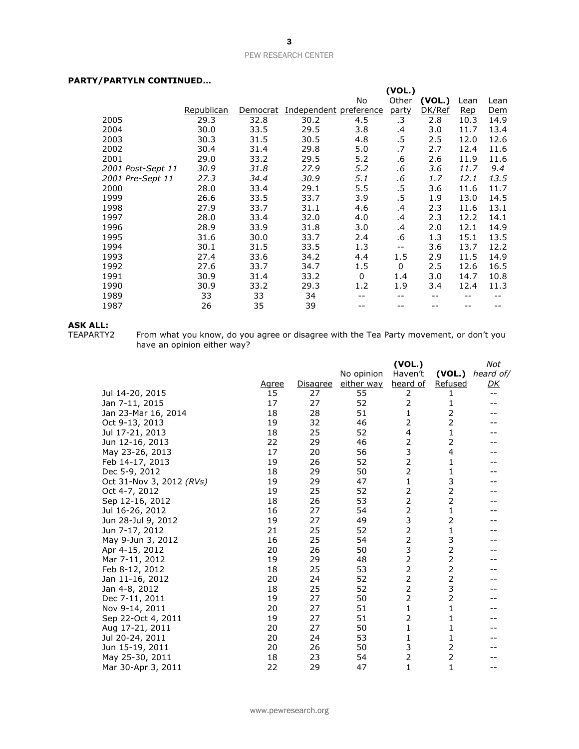**PARTY/PARTYLN CONTINUED…**

| | Republican | Democrat | Independent | No preference | (VOL.) Other party | (VOL.) DK/Ref | Lean Rep | Lean Dem |
|---|---|---|---|---|---|---|---|---|
| 2005 | 29.3 | 32.8 | 30.2 | 4.5 | .3 | 2.8 | 10.3 | 14.9 |
| 2004 | 30.0 | 33.5 | 29.5 | 3.8 | .4 | 3.0 | 11.7 | 13.4 |
| 2003 | 30.3 | 31.5 | 30.5 | 4.8 | .5 | 2.5 | 12.0 | 12.6 |
| 2002 | 30.4 | 31.4 | 29.8 | 5.0 | .7 | 2.7 | 12.4 | 11.6 |
| 2001 | 29.0 | 33.2 | 29.5 | 5.2 | .6 | 2.6 | 11.9 | 11.6 |
| *2001 Post-Sept 11* | *30.9* | *31.8* | *27.9* | *5.2* | *.6* | *3.6* | *11.7* | *9.4* |
| *2001 Pre-Sept 11* | *27.3* | *34.4* | *30.9* | *5.1* | *.6* | *1.7* | *12.1* | *13.5* |
| 2000 | 28.0 | 33.4 | 29.1 | 5.5 | .5 | 3.6 | 11.6 | 11.7 |
| 1999 | 26.6 | 33.5 | 33.7 | 3.9 | .5 | 1.9 | 13.0 | 14.5 |
| 1998 | 27.9 | 33.7 | 31.1 | 4.6 | .4 | 2.3 | 11.6 | 13.1 |
| 1997 | 28.0 | 33.4 | 32.0 | 4.0 | .4 | 2.3 | 12.2 | 14.1 |
| 1996 | 28.9 | 33.9 | 31.8 | 3.0 | .4 | 2.0 | 12.1 | 14.9 |
| 1995 | 31.6 | 30.0 | 33.7 | 2.4 | .6 | 1.3 | 15.1 | 13.5 |
| 1994 | 30.1 | 31.5 | 33.5 | 1.3 | -- | 3.6 | 13.7 | 12.2 |
| 1993 | 27.4 | 33.6 | 34.2 | 4.4 | 1.5 | 2.9 | 11.5 | 14.9 |
| 1992 | 27.6 | 33.7 | 34.7 | 1.5 | 0 | 2.5 | 12.6 | 16.5 |
| 1991 | 30.9 | 31.4 | 33.2 | 0 | 1.4 | 3.0 | 14.7 | 10.8 |
| 1990 | 30.9 | 33.2 | 29.3 | 1.2 | 1.9 | 3.4 | 12.4 | 11.3 |
| 1989 | 33 | 33 | 34 | -- | -- | -- | -- | -- |
| 1987 | 26 | 35 | 39 | -- | -- | -- | -- | -- |

**ASK ALL:**

TEAPARTY2 From what you know, do you agree or disagree with the Tea Party movement, or don't you have an opinion either way?

| | Agree | Disagree | No opinion either way | (VOL.) Haven't heard of | (VOL.) Refused | *Not heard of/ DK* |
|---|---|---|---|---|---|---|
| Jul 14-20, 2015 | 15 | 27 | 55 | 2 | 1 | -- |
| Jan 7-11, 2015 | 17 | 27 | 52 | 2 | 1 | -- |
| Jan 23-Mar 16, 2014 | 18 | 28 | 51 | 1 | 2 | -- |
| Oct 9-13, 2013 | 19 | 32 | 46 | 2 | 2 | -- |
| Jul 17-21, 2013 | 18 | 25 | 52 | 4 | 1 | -- |
| Jun 12-16, 2013 | 22 | 29 | 46 | 2 | 2 | -- |
| May 23-26, 2013 | 17 | 20 | 56 | 3 | 4 | -- |
| Feb 14-17, 2013 | 19 | 26 | 52 | 2 | 1 | -- |
| Dec 5-9, 2012 | 18 | 29 | 50 | 2 | 1 | -- |
| Oct 31-Nov 3, 2012 *(RVs)* | 19 | 29 | 47 | 1 | 3 | -- |
| Oct 4-7, 2012 | 19 | 25 | 52 | 2 | 2 | -- |
| Sep 12-16, 2012 | 18 | 26 | 53 | 2 | 2 | -- |
| Jul 16-26, 2012 | 16 | 27 | 54 | 2 | 1 | -- |
| Jun 28-Jul 9, 2012 | 19 | 27 | 49 | 3 | 2 | -- |
| Jun 7-17, 2012 | 21 | 25 | 52 | 2 | 1 | -- |
| May 9-Jun 3, 2012 | 16 | 25 | 54 | 2 | 3 | -- |
| Apr 4-15, 2012 | 20 | 26 | 50 | 3 | 2 | -- |
| Mar 7-11, 2012 | 19 | 29 | 48 | 2 | 2 | -- |
| Feb 8-12, 2012 | 18 | 25 | 53 | 2 | 2 | -- |
| Jan 11-16, 2012 | 20 | 24 | 52 | 2 | 2 | -- |
| Jan 4-8, 2012 | 18 | 25 | 52 | 2 | 3 | -- |
| Dec 7-11, 2011 | 19 | 27 | 50 | 2 | 2 | -- |
| Nov 9-14, 2011 | 20 | 27 | 51 | 1 | 1 | -- |
| Sep 22-Oct 4, 2011 | 19 | 27 | 51 | 2 | 1 | -- |
| Aug 17-21, 2011 | 20 | 27 | 50 | 1 | 1 | -- |
| Jul 20-24, 2011 | 20 | 24 | 53 | 1 | 1 | -- |
| Jun 15-19, 2011 | 20 | 26 | 50 | 3 | 2 | -- |
| May 25-30, 2011 | 18 | 23 | 54 | 2 | 2 | -- |
| Mar 30-Apr 3, 2011 | 22 | 29 | 47 | 1 | 1 | -- |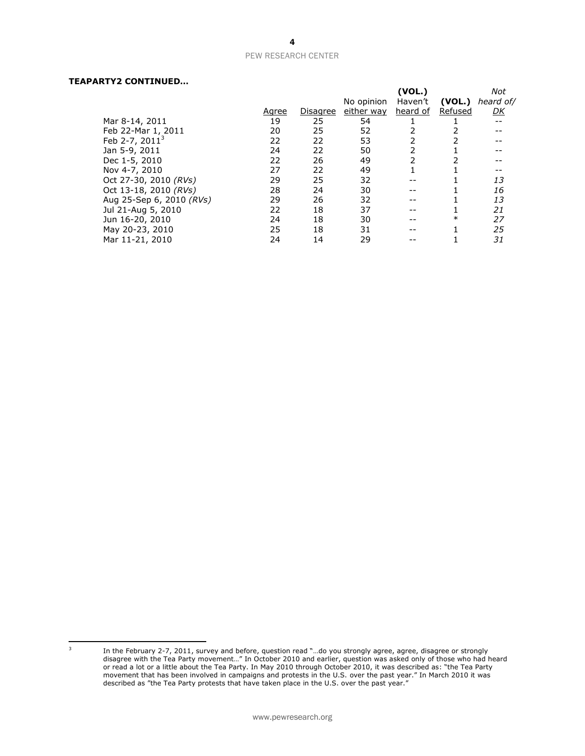**TEAPARTY2 CONTINUED…**

| | Agree | Disagree | No opinion either way | (VOL.) Haven't heard of | (VOL.) Refused | *Not heard of/ DK* |
|---|---|---|---|---|---|---|
| Mar 8-14, 2011 | 19 | 25 | 54 | 1 | 1 | -- |
| Feb 22-Mar 1, 2011 | 20 | 25 | 52 | 2 | 2 | -- |
| Feb 2-7, 2011[3] | 22 | 22 | 53 | 2 | 2 | -- |
| Jan 5-9, 2011 | 24 | 22 | 50 | 2 | 1 | -- |
| Dec 1-5, 2010 | 22 | 26 | 49 | 2 | 2 | -- |
| Nov 4-7, 2010 | 27 | 22 | 49 | 1 | 1 | -- |
| Oct 27-30, 2010 *(RVs)* | 29 | 25 | 32 | -- | 1 | *13* |
| Oct 13-18, 2010 *(RVs)* | 28 | 24 | 30 | -- | 1 | *16* |
| Aug 25-Sep 6, 2010 *(RVs)* | 29 | 26 | 32 | -- | 1 | *13* |
| Jul 21-Aug 5, 2010 | 22 | 18 | 37 | -- | 1 | *21* |
| Jun 16-20, 2010 | 24 | 18 | 30 | -- | * | *27* |
| May 20-23, 2010 | 25 | 18 | 31 | -- | 1 | *25* |
| Mar 11-21, 2010 | 24 | 14 | 29 | -- | 1 | *31* |

[3] In the February 2-7, 2011, survey and before, question read "…do you strongly agree, agree, disagree or strongly disagree with the Tea Party movement…" In October 2010 and earlier, question was asked only of those who had heard or read a lot or a little about the Tea Party. In May 2010 through October 2010, it was described as: "the Tea Party movement that has been involved in campaigns and protests in the U.S. over the past year." In March 2010 it was described as "the Tea Party protests that have taken place in the U.S. over the past year."